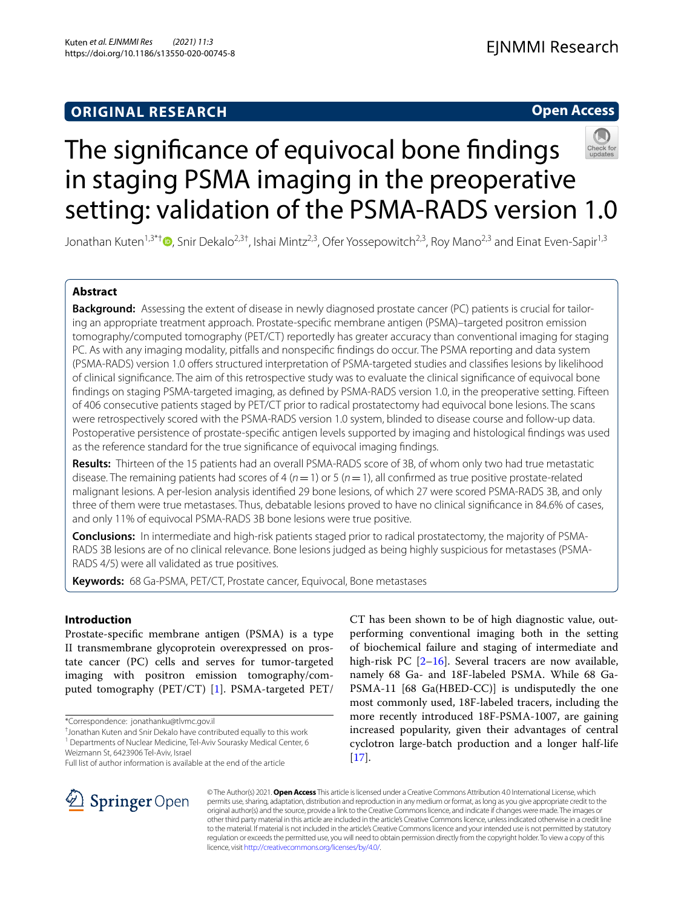ORIGINAL RESEARCH

Open Access

# The significance of equivocal bone findings in staging PSMA imaging in the preoperative setting: validation of the PSMA-RADS version 1.0

Jonathan Kuten[1,3*†], Snir Dekalo[2,3†], Ishai Mintz[2,3], Ofer Yossepowitch[2,3], Roy Mano[2,3] and Einat Even-Sapir[1,3]

## Abstract

**Background:** Assessing the extent of disease in newly diagnosed prostate cancer (PC) patients is crucial for tailoring an appropriate treatment approach. Prostate-specific membrane antigen (PSMA)–targeted positron emission tomography/computed tomography (PET/CT) reportedly has greater accuracy than conventional imaging for staging PC. As with any imaging modality, pitfalls and nonspecific findings do occur. The PSMA reporting and data system (PSMA-RADS) version 1.0 offers structured interpretation of PSMA-targeted studies and classifies lesions by likelihood of clinical significance. The aim of this retrospective study was to evaluate the clinical significance of equivocal bone findings on staging PSMA-targeted imaging, as defined by PSMA-RADS version 1.0, in the preoperative setting. Fifteen of 406 consecutive patients staged by PET/CT prior to radical prostatectomy had equivocal bone lesions. The scans were retrospectively scored with the PSMA-RADS version 1.0 system, blinded to disease course and follow-up data. Postoperative persistence of prostate-specific antigen levels supported by imaging and histological findings was used as the reference standard for the true significance of equivocal imaging findings.

**Results:** Thirteen of the 15 patients had an overall PSMA-RADS score of 3B, of whom only two had true metastatic disease. The remaining patients had scores of 4 ($n=1$) or 5 ($n=1$), all confirmed as true positive prostate-related malignant lesions. A per-lesion analysis identified 29 bone lesions, of which 27 were scored PSMA-RADS 3B, and only three of them were true metastases. Thus, debatable lesions proved to have no clinical significance in 84.6% of cases, and only 11% of equivocal PSMA-RADS 3B bone lesions were true positive.

**Conclusions:** In intermediate and high-risk patients staged prior to radical prostatectomy, the majority of PSMA-RADS 3B lesions are of no clinical relevance. Bone lesions judged as being highly suspicious for metastases (PSMA-RADS 4/5) were all validated as true positives.

**Keywords:** 68 Ga-PSMA, PET/CT, Prostate cancer, Equivocal, Bone metastases

## Introduction

Prostate-specific membrane antigen (PSMA) is a type II transmembrane glycoprotein overexpressed on prostate cancer (PC) cells and serves for tumor-targeted imaging with positron emission tomography/computed tomography (PET/CT) [1]. PSMA-targeted PET/CT has been shown to be of high diagnostic value, outperforming conventional imaging both in the setting of biochemical failure and staging of intermediate and high-risk PC [2–16]. Several tracers are now available, namely 68 Ga- and 18F-labeled PSMA. While 68 Ga-PSMA-11 [68 Ga(HBED-CC)] is undisputedly the one most commonly used, 18F-labeled tracers, including the more recently introduced 18F-PSMA-1007, are gaining increased popularity, given their advantages of central cyclotron large-batch production and a longer half-life [17].

*Correspondence: jonathanku@tlvmc.gov.il

†Jonathan Kuten and Snir Dekalo have contributed equally to this work

[1] Departments of Nuclear Medicine, Tel-Aviv Sourasky Medical Center, 6 Weizmann St, 6423906 Tel-Aviv, Israel

Full list of author information is available at the end of the article

© The Author(s) 2021. **Open Access** This article is licensed under a Creative Commons Attribution 4.0 International License, which permits use, sharing, adaptation, distribution and reproduction in any medium or format, as long as you give appropriate credit to the original author(s) and the source, provide a link to the Creative Commons licence, and indicate if changes were made. The images or other third party material in this article are included in the article's Creative Commons licence, unless indicated otherwise in a credit line to the material. If material is not included in the article's Creative Commons licence and your intended use is not permitted by statutory regulation or exceeds the permitted use, you will need to obtain permission directly from the copyright holder. To view a copy of this licence, visit http://creativecommons.org/licenses/by/4.0/.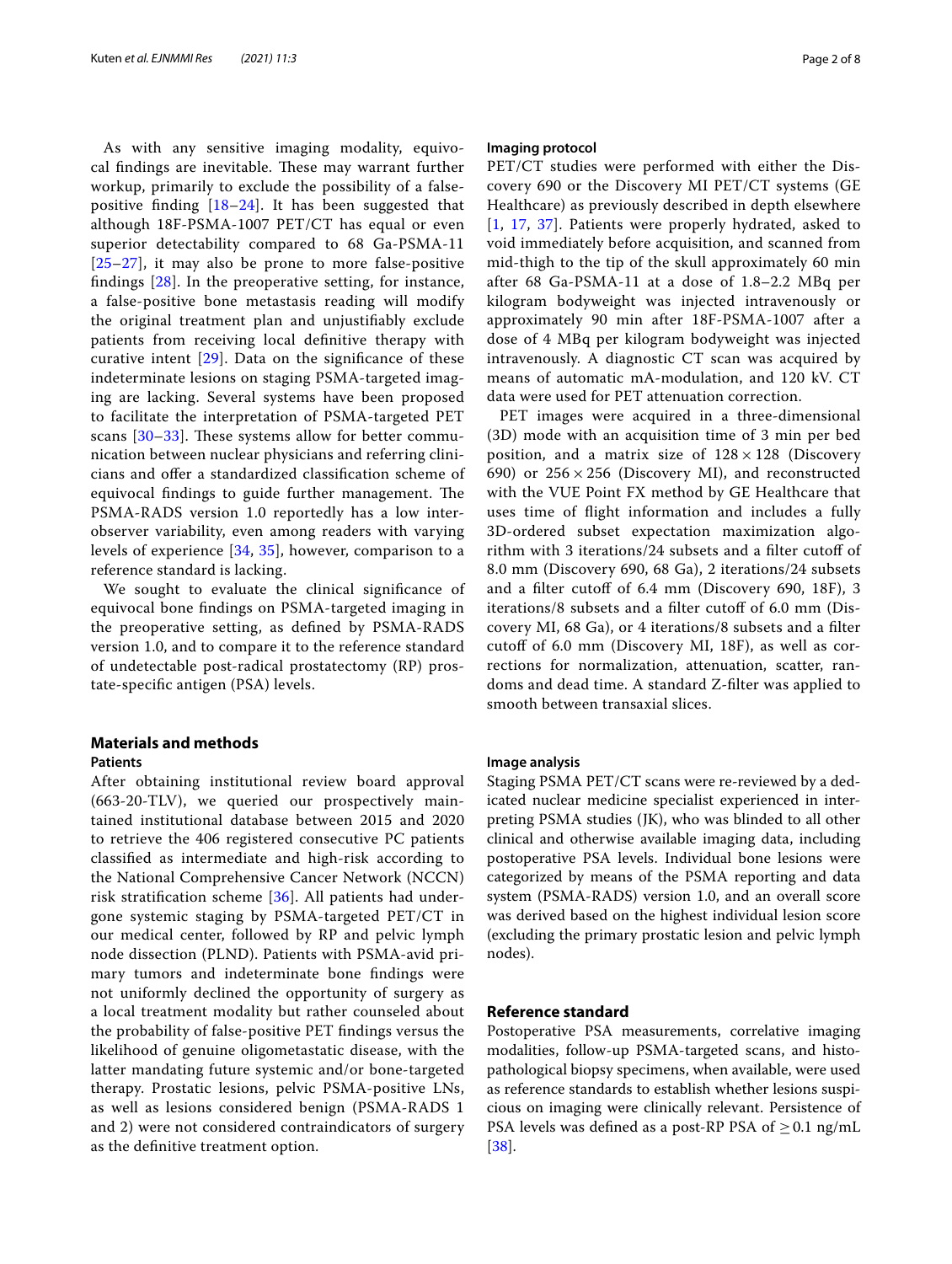As with any sensitive imaging modality, equivocal findings are inevitable. These may warrant further workup, primarily to exclude the possibility of a false-positive finding [18–24]. It has been suggested that although 18F-PSMA-1007 PET/CT has equal or even superior detectability compared to 68 Ga-PSMA-11 [25–27], it may also be prone to more false-positive findings [28]. In the preoperative setting, for instance, a false-positive bone metastasis reading will modify the original treatment plan and unjustifiably exclude patients from receiving local definitive therapy with curative intent [29]. Data on the significance of these indeterminate lesions on staging PSMA-targeted imaging are lacking. Several systems have been proposed to facilitate the interpretation of PSMA-targeted PET scans [30–33]. These systems allow for better communication between nuclear physicians and referring clinicians and offer a standardized classification scheme of equivocal findings to guide further management. The PSMA-RADS version 1.0 reportedly has a low interobserver variability, even among readers with varying levels of experience [34, 35], however, comparison to a reference standard is lacking.

We sought to evaluate the clinical significance of equivocal bone findings on PSMA-targeted imaging in the preoperative setting, as defined by PSMA-RADS version 1.0, and to compare it to the reference standard of undetectable post-radical prostatectomy (RP) prostate-specific antigen (PSA) levels.

## Materials and methods

### Patients

After obtaining institutional review board approval (663-20-TLV), we queried our prospectively maintained institutional database between 2015 and 2020 to retrieve the 406 registered consecutive PC patients classified as intermediate and high-risk according to the National Comprehensive Cancer Network (NCCN) risk stratification scheme [36]. All patients had undergone systemic staging by PSMA-targeted PET/CT in our medical center, followed by RP and pelvic lymph node dissection (PLND). Patients with PSMA-avid primary tumors and indeterminate bone findings were not uniformly declined the opportunity of surgery as a local treatment modality but rather counseled about the probability of false-positive PET findings versus the likelihood of genuine oligometastatic disease, with the latter mandating future systemic and/or bone-targeted therapy. Prostatic lesions, pelvic PSMA-positive LNs, as well as lesions considered benign (PSMA-RADS 1 and 2) were not considered contraindicators of surgery as the definitive treatment option.

### Imaging protocol

PET/CT studies were performed with either the Discovery 690 or the Discovery MI PET/CT systems (GE Healthcare) as previously described in depth elsewhere [1, 17, 37]. Patients were properly hydrated, asked to void immediately before acquisition, and scanned from mid-thigh to the tip of the skull approximately 60 min after 68 Ga-PSMA-11 at a dose of 1.8–2.2 MBq per kilogram bodyweight was injected intravenously or approximately 90 min after 18F-PSMA-1007 after a dose of 4 MBq per kilogram bodyweight was injected intravenously. A diagnostic CT scan was acquired by means of automatic mA-modulation, and 120 kV. CT data were used for PET attenuation correction.

PET images were acquired in a three-dimensional (3D) mode with an acquisition time of 3 min per bed position, and a matrix size of $128 \times 128$ (Discovery 690) or $256 \times 256$ (Discovery MI), and reconstructed with the VUE Point FX method by GE Healthcare that uses time of flight information and includes a fully 3D-ordered subset expectation maximization algorithm with 3 iterations/24 subsets and a filter cutoff of 8.0 mm (Discovery 690, 68 Ga), 2 iterations/24 subsets and a filter cutoff of 6.4 mm (Discovery 690, 18F), 3 iterations/8 subsets and a filter cutoff of 6.0 mm (Discovery MI, 68 Ga), or 4 iterations/8 subsets and a filter cutoff of 6.0 mm (Discovery MI, 18F), as well as corrections for normalization, attenuation, scatter, randoms and dead time. A standard Z-filter was applied to smooth between transaxial slices.

### Image analysis

Staging PSMA PET/CT scans were re-reviewed by a dedicated nuclear medicine specialist experienced in interpreting PSMA studies (JK), who was blinded to all other clinical and otherwise available imaging data, including postoperative PSA levels. Individual bone lesions were categorized by means of the PSMA reporting and data system (PSMA-RADS) version 1.0, and an overall score was derived based on the highest individual lesion score (excluding the primary prostatic lesion and pelvic lymph nodes).

## Reference standard

Postoperative PSA measurements, correlative imaging modalities, follow-up PSMA-targeted scans, and histopathological biopsy specimens, when available, were used as reference standards to establish whether lesions suspicious on imaging were clinically relevant. Persistence of PSA levels was defined as a post-RP PSA of $\geq 0.1$ ng/mL [38].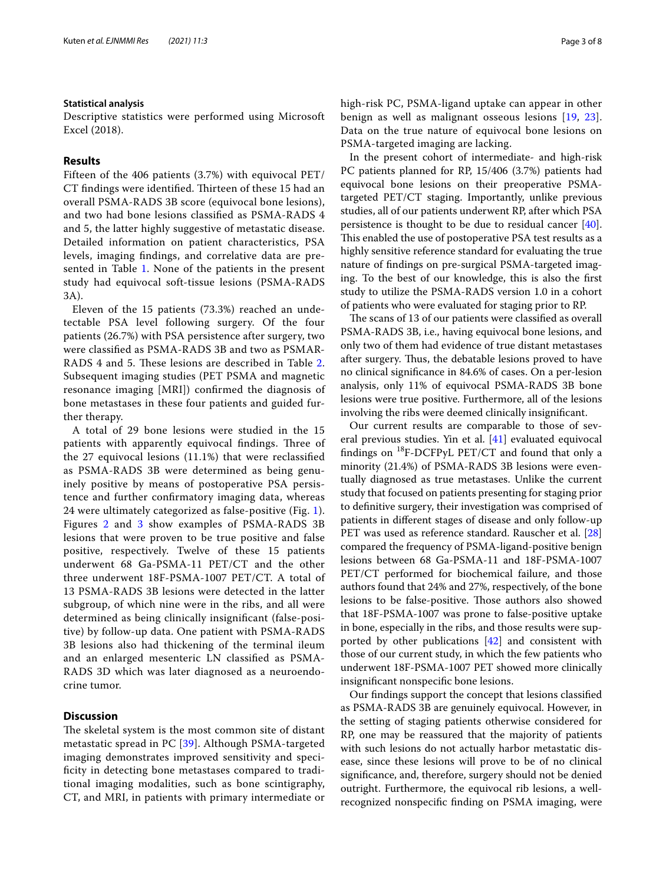### Statistical analysis

Descriptive statistics were performed using Microsoft Excel (2018).

## Results

Fifteen of the 406 patients (3.7%) with equivocal PET/CT findings were identified. Thirteen of these 15 had an overall PSMA-RADS 3B score (equivocal bone lesions), and two had bone lesions classified as PSMA-RADS 4 and 5, the latter highly suggestive of metastatic disease. Detailed information on patient characteristics, PSA levels, imaging findings, and correlative data are presented in Table 1. None of the patients in the present study had equivocal soft-tissue lesions (PSMA-RADS 3A).

Eleven of the 15 patients (73.3%) reached an undetectable PSA level following surgery. Of the four patients (26.7%) with PSA persistence after surgery, two were classified as PSMA-RADS 3B and two as PSMAR-RADS 4 and 5. These lesions are described in Table 2. Subsequent imaging studies (PET PSMA and magnetic resonance imaging [MRI]) confirmed the diagnosis of bone metastases in these four patients and guided further therapy.

A total of 29 bone lesions were studied in the 15 patients with apparently equivocal findings. Three of the 27 equivocal lesions (11.1%) that were reclassified as PSMA-RADS 3B were determined as being genuinely positive by means of postoperative PSA persistence and further confirmatory imaging data, whereas 24 were ultimately categorized as false-positive (Fig. 1). Figures 2 and 3 show examples of PSMA-RADS 3B lesions that were proven to be true positive and false positive, respectively. Twelve of these 15 patients underwent 68 Ga-PSMA-11 PET/CT and the other three underwent 18F-PSMA-1007 PET/CT. A total of 13 PSMA-RADS 3B lesions were detected in the latter subgroup, of which nine were in the ribs, and all were determined as being clinically insignificant (false-positive) by follow-up data. One patient with PSMA-RADS 3B lesions also had thickening of the terminal ileum and an enlarged mesenteric LN classified as PSMA-RADS 3D which was later diagnosed as a neuroendocrine tumor.

## Discussion

The skeletal system is the most common site of distant metastatic spread in PC [39]. Although PSMA-targeted imaging demonstrates improved sensitivity and specificity in detecting bone metastases compared to traditional imaging modalities, such as bone scintigraphy, CT, and MRI, in patients with primary intermediate or high-risk PC, PSMA-ligand uptake can appear in other benign as well as malignant osseous lesions [19, 23]. Data on the true nature of equivocal bone lesions on PSMA-targeted imaging are lacking.

In the present cohort of intermediate- and high-risk PC patients planned for RP, 15/406 (3.7%) patients had equivocal bone lesions on their preoperative PSMA-targeted PET/CT staging. Importantly, unlike previous studies, all of our patients underwent RP, after which PSA persistence is thought to be due to residual cancer [40]. This enabled the use of postoperative PSA test results as a highly sensitive reference standard for evaluating the true nature of findings on pre-surgical PSMA-targeted imaging. To the best of our knowledge, this is also the first study to utilize the PSMA-RADS version 1.0 in a cohort of patients who were evaluated for staging prior to RP.

The scans of 13 of our patients were classified as overall PSMA-RADS 3B, i.e., having equivocal bone lesions, and only two of them had evidence of true distant metastases after surgery. Thus, the debatable lesions proved to have no clinical significance in 84.6% of cases. On a per-lesion analysis, only 11% of equivocal PSMA-RADS 3B bone lesions were true positive. Furthermore, all of the lesions involving the ribs were deemed clinically insignificant.

Our current results are comparable to those of several previous studies. Yin et al. [41] evaluated equivocal findings on $^{18}$F-DCFPyL PET/CT and found that only a minority (21.4%) of PSMA-RADS 3B lesions were eventually diagnosed as true metastases. Unlike the current study that focused on patients presenting for staging prior to definitive surgery, their investigation was comprised of patients in different stages of disease and only follow-up PET was used as reference standard. Rauscher et al. [28] compared the frequency of PSMA-ligand-positive benign bone lesions between 68 Ga-PSMA-11 and 18F-PSMA-1007 PET/CT performed for biochemical failure, and those authors found that 24% and 27%, respectively, of the bone lesions to be false-positive. Those authors also showed that 18F-PSMA-1007 was prone to false-positive uptake in bone, especially in the ribs, and those results were supported by other publications [42] and consistent with those of our current study, in which the few patients who underwent 18F-PSMA-1007 PET showed more clinically insignificant nonspecific bone lesions.

Our findings support the concept that lesions classified as PSMA-RADS 3B are genuinely equivocal. However, in the setting of staging patients otherwise considered for RP, one may be reassured that the majority of patients with such lesions do not actually harbor metastatic disease, since these lesions will prove to be of no clinical significance, and, therefore, surgery should not be denied outright. Furthermore, the equivocal rib lesions, a well-recognized nonspecific finding on PSMA imaging, were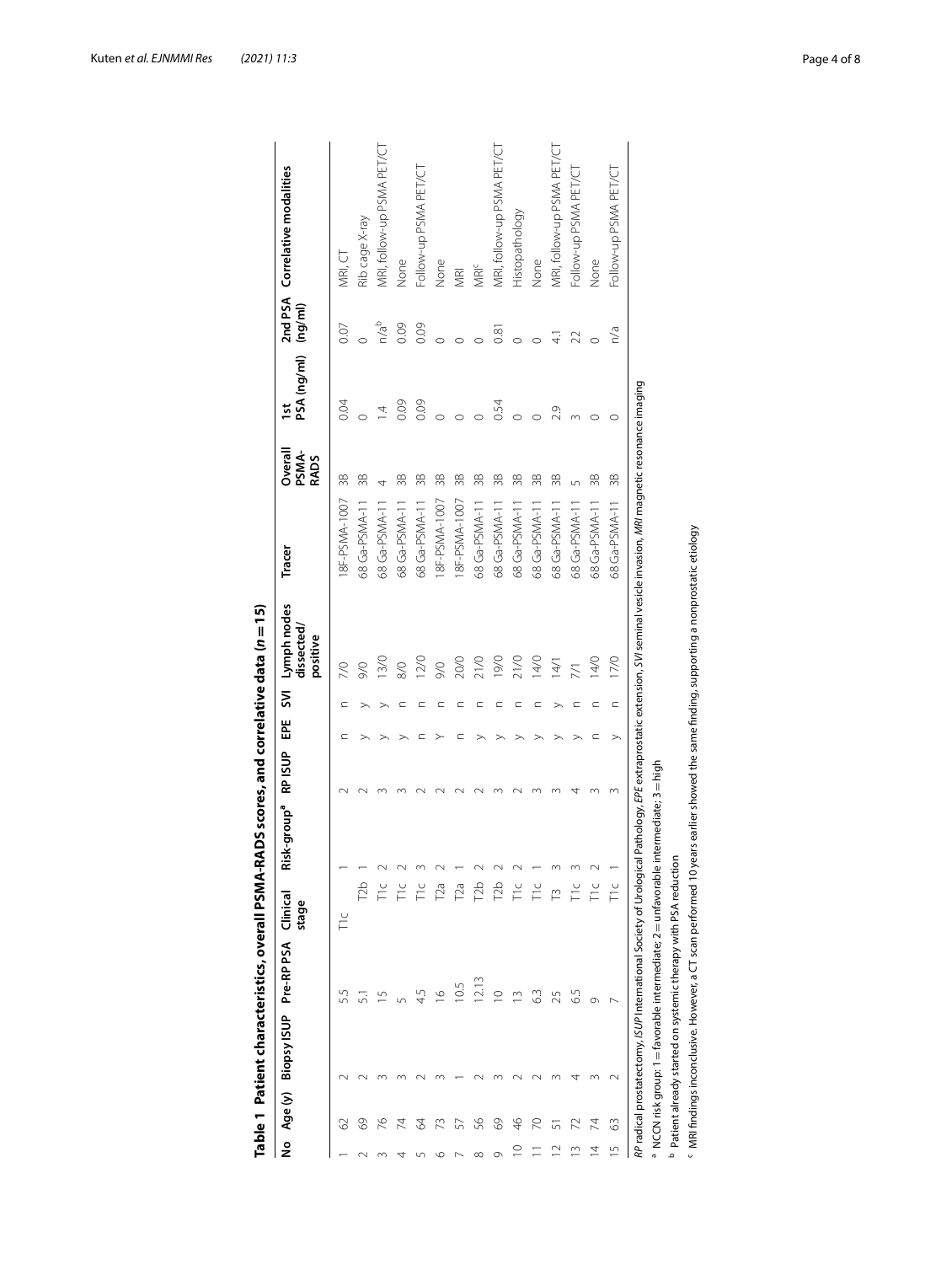**Table 1 Patient characteristics, overall PSMA-RADS scores, and correlative data (*n* = 15)**

| No | Age (y) | Biopsy ISUP | Pre-RP PSA | Clinical stage | Risk-group[a] | RP ISUP | EPE | SVI | Lymph nodes dissected/positive | Tracer | Overall PSMA-RADS | 1st PSA (ng/ml) | 2nd PSA (ng/ml) | Correlative modalities |
|---|---|---|---|---|---|---|---|---|---|---|---|---|---|---|
| 1 | 62 | 2 | 5.5 | T1c | 1 | 2 | n | n | 7/0 | 18F-PSMA-1007 | 3B | 0.04 | 0.07 | MRI, CT |
| 2 | 69 | 2 | 5.1 | T2b | 1 | 2 | y | y | 9/0 | 68 Ga-PSMA-11 | 3B | 0 | 0 | Rib cage X-ray |
| 3 | 76 | 3 | 15 | T1c | 2 | 3 | y | y | 13/0 | 68 Ga-PSMA-11 | 4 | 1.4 | n/a[b] | MRI, follow-up PSMA PET/CT |
| 4 | 74 | 3 | 5 | T1c | 2 | 3 | y | n | 8/0 | 68 Ga-PSMA-11 | 3B | 0.09 | 0.09 | None |
| 5 | 64 | 2 | 4.5 | T1c | 3 | 2 | n | n | 12/0 | 68 Ga-PSMA-11 | 3B | 0.09 | 0.09 | Follow-up PSMA PET/CT |
| 6 | 73 | 3 | 16 | T2a | 2 | 2 | Y | n | 9/0 | 18F-PSMA-1007 | 3B | 0 | 0 | None |
| 7 | 57 | 1 | 10.5 | T2a | 1 | 2 | n | n | 20/0 | 18F-PSMA-1007 | 3B | 0 | 0 | MRI |
| 8 | 56 | 2 | 12.13 | T2b | 2 | 2 | y | n | 21/0 | 68 Ga-PSMA-11 | 3B | 0 | 0 | MRI[c] |
| 9 | 69 | 3 | 10 | T2b | 2 | 3 | y | n | 19/0 | 68 Ga-PSMA-11 | 3B | 0.54 | 0.81 | MRI, follow-up PSMA PET/CT |
| 10 | 46 | 2 | 13 | T1c | 2 | 2 | y | n | 21/0 | 68 Ga-PSMA-11 | 3B | 0 | 0 | Histopathology |
| 11 | 70 | 2 | 6.3 | T1c | 1 | 3 | y | n | 14/0 | 68 Ga-PSMA-11 | 3B | 0 | 0 | None |
| 12 | 51 | 3 | 25 | T3 | 3 | 3 | y | y | 14/1 | 68 Ga-PSMA-11 | 3B | 2.9 | 4.1 | MRI, follow-up PSMA PET/CT |
| 13 | 72 | 4 | 6.5 | T1c | 3 | 4 | y | n | 7/1 | 68 Ga-PSMA-11 | 5 | 3 | 22 | Follow-up PSMA PET/CT |
| 14 | 74 | 3 | 9 | T1c | 2 | 3 | n | n | 14/0 | 68 Ga-PSMA-11 | 3B | 0 | 0 | None |
| 15 | 63 | 2 | 7 | T1c | 1 | 3 | y | n | 17/0 | 68 Ga-PSMA-11 | 3B | 0 | n/a | Follow-up PSMA PET/CT |

*RP* radical prostatectomy, *ISUP* International Society of Urological Pathology, *EPE* extraprostatic extension, *SVI* seminal vesicle invasion, *MRI* magnetic resonance imaging

[a] NCCN risk group: 1 = favorable intermediate; 2 = unfavorable intermediate; 3 = high

[b] Patient already started on systemic therapy with PSA reduction

[c] MRI findings inconclusive. However, a CT scan performed 10 years earlier showed the same finding, supporting a nonprostatic etiology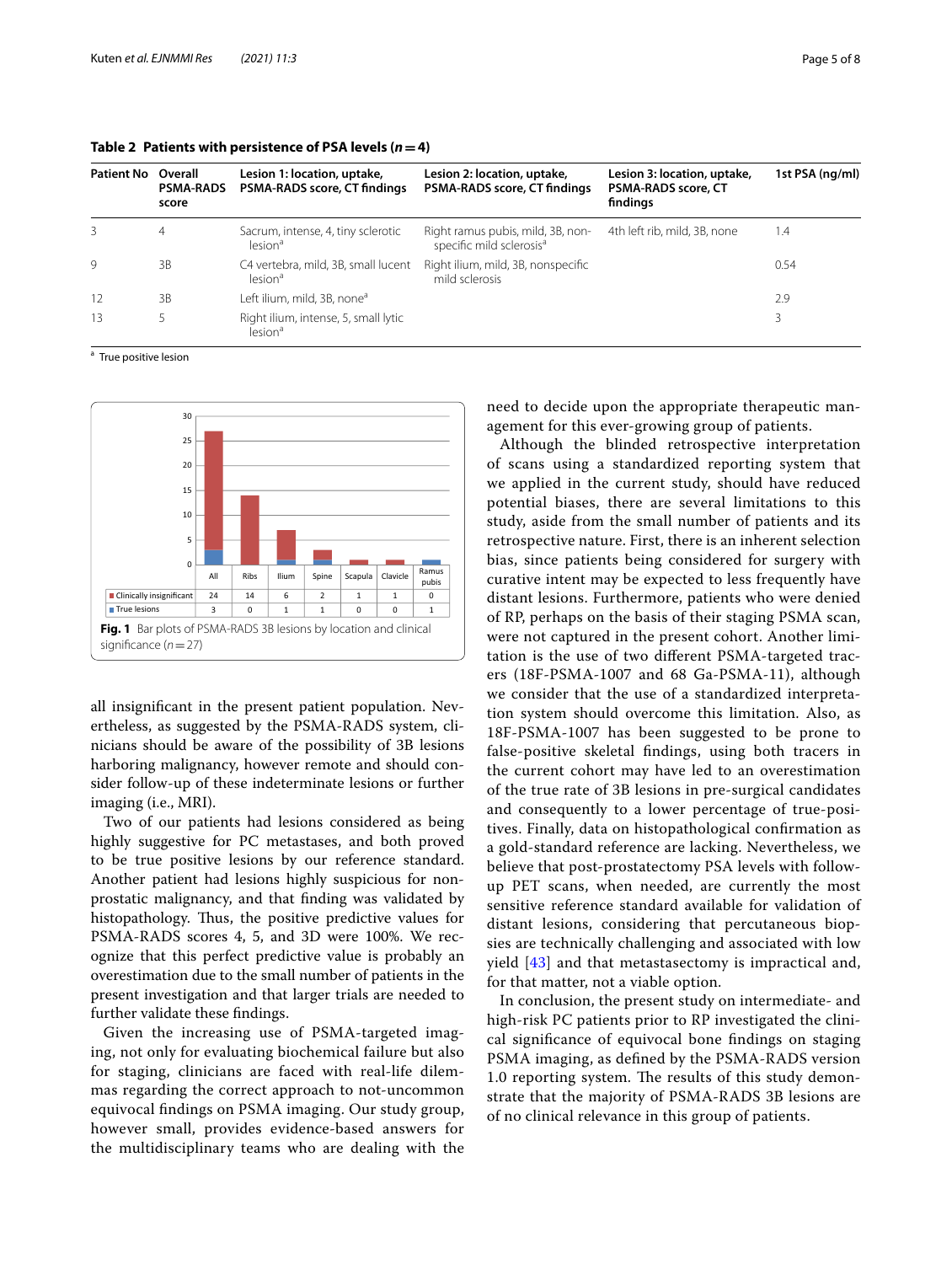**Table 2 Patients with persistence of PSA levels ($n = 4$)**

| Patient No | Overall PSMA-RADS score | Lesion 1: location, uptake, PSMA-RADS score, CT findings | Lesion 2: location, uptake, PSMA-RADS score, CT findings | Lesion 3: location, uptake, PSMA-RADS score, CT findings | 1st PSA (ng/ml) |
|---|---|---|---|---|---|
| 3 | 4 | Sacrum, intense, 4, tiny sclerotic lesion[a] | Right ramus pubis, mild, 3B, non-specific mild sclerosis[a] | 4th left rib, mild, 3B, none | 1.4 |
| 9 | 3B | C4 vertebra, mild, 3B, small lucent lesion[a] | Right ilium, mild, 3B, nonspecific mild sclerosis | | 0.54 |
| 12 | 3B | Left ilium, mild, 3B, none[a] | | | 2.9 |
| 13 | 5 | Right ilium, intense, 5, small lytic lesion[a] | | | 3 |

[a] True positive lesion

| | All | Ribs | Ilium | Spine | Scapula | Clavicle | Ramus pubis |
|---|---|---|---|---|---|---|---|
| Clinically insignificant | 24 | 14 | 6 | 2 | 1 | 1 | 0 |
| True lesions | 3 | 0 | 1 | 1 | 0 | 0 | 1 |

**Fig. 1** Bar plots of PSMA-RADS 3B lesions by location and clinical significance ($n = 27$)

all insignificant in the present patient population. Nevertheless, as suggested by the PSMA-RADS system, clinicians should be aware of the possibility of 3B lesions harboring malignancy, however remote and should consider follow-up of these indeterminate lesions or further imaging (i.e., MRI).

Two of our patients had lesions considered as being highly suggestive for PC metastases, and both proved to be true positive lesions by our reference standard. Another patient had lesions highly suspicious for non-prostatic malignancy, and that finding was validated by histopathology. Thus, the positive predictive values for PSMA-RADS scores 4, 5, and 3D were 100%. We recognize that this perfect predictive value is probably an overestimation due to the small number of patients in the present investigation and that larger trials are needed to further validate these findings.

Given the increasing use of PSMA-targeted imaging, not only for evaluating biochemical failure but also for staging, clinicians are faced with real-life dilemmas regarding the correct approach to not-uncommon equivocal findings on PSMA imaging. Our study group, however small, provides evidence-based answers for the multidisciplinary teams who are dealing with the need to decide upon the appropriate therapeutic management for this ever-growing group of patients.

Although the blinded retrospective interpretation of scans using a standardized reporting system that we applied in the current study, should have reduced potential biases, there are several limitations to this study, aside from the small number of patients and its retrospective nature. First, there is an inherent selection bias, since patients being considered for surgery with curative intent may be expected to less frequently have distant lesions. Furthermore, patients who were denied of RP, perhaps on the basis of their staging PSMA scan, were not captured in the present cohort. Another limitation is the use of two different PSMA-targeted tracers (18F-PSMA-1007 and 68 Ga-PSMA-11), although we consider that the use of a standardized interpretation system should overcome this limitation. Also, as 18F-PSMA-1007 has been suggested to be prone to false-positive skeletal findings, using both tracers in the current cohort may have led to an overestimation of the true rate of 3B lesions in pre-surgical candidates and consequently to a lower percentage of true-positives. Finally, data on histopathological confirmation as a gold-standard reference are lacking. Nevertheless, we believe that post-prostatectomy PSA levels with follow-up PET scans, when needed, are currently the most sensitive reference standard available for validation of distant lesions, considering that percutaneous biopsies are technically challenging and associated with low yield [43] and that metastasectomy is impractical and, for that matter, not a viable option.

In conclusion, the present study on intermediate- and high-risk PC patients prior to RP investigated the clinical significance of equivocal bone findings on staging PSMA imaging, as defined by the PSMA-RADS version 1.0 reporting system. The results of this study demonstrate that the majority of PSMA-RADS 3B lesions are of no clinical relevance in this group of patients.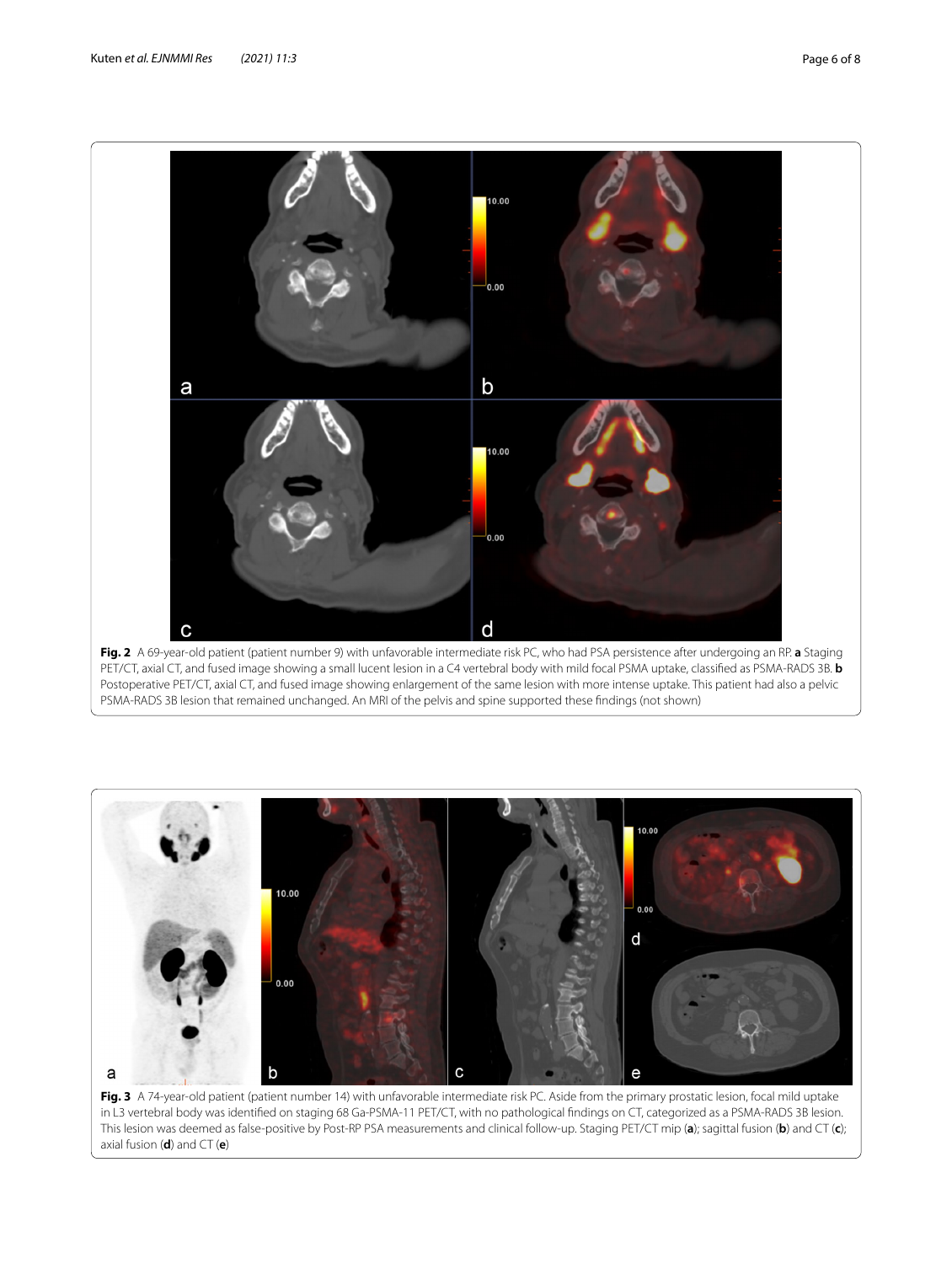**Fig. 2** A 69-year-old patient (patient number 9) with unfavorable intermediate risk PC, who had PSA persistence after undergoing an RP. **a** Staging PET/CT, axial CT, and fused image showing a small lucent lesion in a C4 vertebral body with mild focal PSMA uptake, classified as PSMA-RADS 3B. **b** Postoperative PET/CT, axial CT, and fused image showing enlargement of the same lesion with more intense uptake. This patient had also a pelvic PSMA-RADS 3B lesion that remained unchanged. An MRI of the pelvis and spine supported these findings (not shown)

**Fig. 3** A 74-year-old patient (patient number 14) with unfavorable intermediate risk PC. Aside from the primary prostatic lesion, focal mild uptake in L3 vertebral body was identified on staging 68 Ga-PSMA-11 PET/CT, with no pathological findings on CT, categorized as a PSMA-RADS 3B lesion. This lesion was deemed as false-positive by Post-RP PSA measurements and clinical follow-up. Staging PET/CT mip (**a**); sagittal fusion (**b**) and CT (**c**); axial fusion (**d**) and CT (**e**)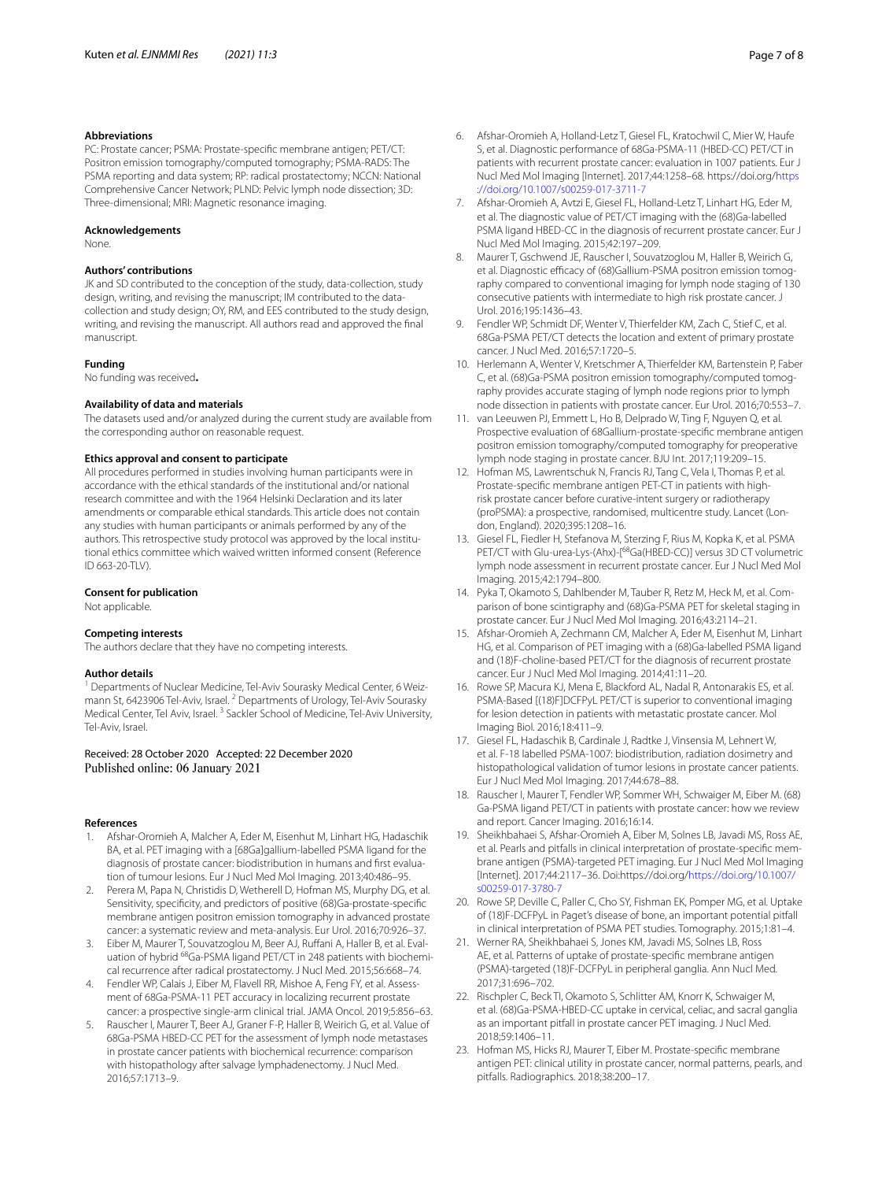### Abbreviations

PC: Prostate cancer; PSMA: Prostate-specific membrane antigen; PET/CT: Positron emission tomography/computed tomography; PSMA-RADS: The PSMA reporting and data system; RP: radical prostatectomy; NCCN: National Comprehensive Cancer Network; PLND: Pelvic lymph node dissection; 3D: Three-dimensional; MRI: Magnetic resonance imaging.

### Acknowledgements

None.

### Authors' contributions

JK and SD contributed to the conception of the study, data-collection, study design, writing, and revising the manuscript; IM contributed to the data-collection and study design; OY, RM, and EES contributed to the study design, writing, and revising the manuscript. All authors read and approved the final manuscript.

### Funding

No funding was received**.**

### Availability of data and materials

The datasets used and/or analyzed during the current study are available from the corresponding author on reasonable request.

### Ethics approval and consent to participate

All procedures performed in studies involving human participants were in accordance with the ethical standards of the institutional and/or national research committee and with the 1964 Helsinki Declaration and its later amendments or comparable ethical standards. This article does not contain any studies with human participants or animals performed by any of the authors. This retrospective study protocol was approved by the local institutional ethics committee which waived written informed consent (Reference ID 663-20-TLV).

### Consent for publication

Not applicable.

### Competing interests

The authors declare that they have no competing interests.

### Author details

[1] Departments of Nuclear Medicine, Tel-Aviv Sourasky Medical Center, 6 Weizmann St, 6423906 Tel-Aviv, Israel. [2] Departments of Urology, Tel-Aviv Sourasky Medical Center, Tel Aviv, Israel. [3] Sackler School of Medicine, Tel-Aviv University, Tel-Aviv, Israel.

Received: 28 October 2020 Accepted: 22 December 2020
Published online: 06 January 2021

### References

1. Afshar-Oromieh A, Malcher A, Eder M, Eisenhut M, Linhart HG, Hadaschik BA, et al. PET imaging with a [68Ga]gallium-labelled PSMA ligand for the diagnosis of prostate cancer: biodistribution in humans and first evaluation of tumour lesions. Eur J Nucl Med Mol Imaging. 2013;40:486–95.
2. Perera M, Papa N, Christidis D, Wetherell D, Hofman MS, Murphy DG, et al. Sensitivity, specificity, and predictors of positive (68)Ga-prostate-specific membrane antigen positron emission tomography in advanced prostate cancer: a systematic review and meta-analysis. Eur Urol. 2016;70:926–37.
3. Eiber M, Maurer T, Souvatzoglou M, Beer AJ, Ruffani A, Haller B, et al. Evaluation of hybrid $^{68}$Ga-PSMA ligand PET/CT in 248 patients with biochemical recurrence after radical prostatectomy. J Nucl Med. 2015;56:668–74.
4. Fendler WP, Calais J, Eiber M, Flavell RR, Mishoe A, Feng FY, et al. Assessment of 68Ga-PSMA-11 PET accuracy in localizing recurrent prostate cancer: a prospective single-arm clinical trial. JAMA Oncol. 2019;5:856–63.
5. Rauscher I, Maurer T, Beer AJ, Graner F-P, Haller B, Weirich G, et al. Value of 68Ga-PSMA HBED-CC PET for the assessment of lymph node metastases in prostate cancer patients with biochemical recurrence: comparison with histopathology after salvage lymphadenectomy. J Nucl Med. 2016;57:1713–9.
6. Afshar-Oromieh A, Holland-Letz T, Giesel FL, Kratochwil C, Mier W, Haufe S, et al. Diagnostic performance of 68Ga-PSMA-11 (HBED-CC) PET/CT in patients with recurrent prostate cancer: evaluation in 1007 patients. Eur J Nucl Med Mol Imaging [Internet]. 2017;44:1258–68. https://doi.org/https://doi.org/10.1007/s00259-017-3711-7
7. Afshar-Oromieh A, Avtzi E, Giesel FL, Holland-Letz T, Linhart HG, Eder M, et al. The diagnostic value of PET/CT imaging with the (68)Ga-labelled PSMA ligand HBED-CC in the diagnosis of recurrent prostate cancer. Eur J Nucl Med Mol Imaging. 2015;42:197–209.
8. Maurer T, Gschwend JE, Rauscher I, Souvatzoglou M, Haller B, Weirich G, et al. Diagnostic efficacy of (68)Gallium-PSMA positron emission tomography compared to conventional imaging for lymph node staging of 130 consecutive patients with intermediate to high risk prostate cancer. J Urol. 2016;195:1436–43.
9. Fendler WP, Schmidt DF, Wenter V, Thierfelder KM, Zach C, Stief C, et al. 68Ga-PSMA PET/CT detects the location and extent of primary prostate cancer. J Nucl Med. 2016;57:1720–5.
10. Herlemann A, Wenter V, Kretschmer A, Thierfelder KM, Bartenstein P, Faber C, et al. (68)Ga-PSMA positron emission tomography/computed tomography provides accurate staging of lymph node regions prior to lymph node dissection in patients with prostate cancer. Eur Urol. 2016;70:553–7.
11. van Leeuwen PJ, Emmett L, Ho B, Delprado W, Ting F, Nguyen Q, et al. Prospective evaluation of 68Gallium-prostate-specific membrane antigen positron emission tomography/computed tomography for preoperative lymph node staging in prostate cancer. BJU Int. 2017;119:209–15.
12. Hofman MS, Lawrentschuk N, Francis RJ, Tang C, Vela I, Thomas P, et al. Prostate-specific membrane antigen PET-CT in patients with high-risk prostate cancer before curative-intent surgery or radiotherapy (proPSMA): a prospective, randomised, multicentre study. Lancet (London, England). 2020;395:1208–16.
13. Giesel FL, Fiedler H, Stefanova M, Sterzing F, Rius M, Kopka K, et al. PSMA PET/CT with Glu-urea-Lys-(Ahx)-[$^{68}$Ga(HBED-CC)] versus 3D CT volumetric lymph node assessment in recurrent prostate cancer. Eur J Nucl Med Mol Imaging. 2015;42:1794–800.
14. Pyka T, Okamoto S, Dahlbender M, Tauber R, Retz M, Heck M, et al. Comparison of bone scintigraphy and (68)Ga-PSMA PET for skeletal staging in prostate cancer. Eur J Nucl Med Mol Imaging. 2016;43:2114–21.
15. Afshar-Oromieh A, Zechmann CM, Malcher A, Eder M, Eisenhut M, Linhart HG, et al. Comparison of PET imaging with a (68)Ga-labelled PSMA ligand and (18)F-choline-based PET/CT for the diagnosis of recurrent prostate cancer. Eur J Nucl Med Mol Imaging. 2014;41:11–20.
16. Rowe SP, Macura KJ, Mena E, Blackford AL, Nadal R, Antonarakis ES, et al. PSMA-Based [(18)F]DCFPyL PET/CT is superior to conventional imaging for lesion detection in patients with metastatic prostate cancer. Mol Imaging Biol. 2016;18:411–9.
17. Giesel FL, Hadaschik B, Cardinale J, Radtke J, Vinsensia M, Lehnert W, et al. F-18 labelled PSMA-1007: biodistribution, radiation dosimetry and histopathological validation of tumor lesions in prostate cancer patients. Eur J Nucl Med Mol Imaging. 2017;44:678–88.
18. Rauscher I, Maurer T, Fendler WP, Sommer WH, Schwaiger M, Eiber M. (68) Ga-PSMA ligand PET/CT in patients with prostate cancer: how we review and report. Cancer Imaging. 2016;16:14.
19. Sheikhbahaei S, Afshar-Oromieh A, Eiber M, Solnes LB, Javadi MS, Ross AE, et al. Pearls and pitfalls in clinical interpretation of prostate-specific membrane antigen (PSMA)-targeted PET imaging. Eur J Nucl Med Mol Imaging [Internet]. 2017;44:2117–36. Doi:https://doi.org/https://doi.org/10.1007/s00259-017-3780-7
20. Rowe SP, Deville C, Paller C, Cho SY, Fishman EK, Pomper MG, et al. Uptake of (18)F-DCFPyL in Paget's disease of bone, an important potential pitfall in clinical interpretation of PSMA PET studies. Tomography. 2015;1:81–4.
21. Werner RA, Sheikhbahaei S, Jones KM, Javadi MS, Solnes LB, Ross AE, et al. Patterns of uptake of prostate-specific membrane antigen (PSMA)-targeted (18)F-DCFPyL in peripheral ganglia. Ann Nucl Med. 2017;31:696–702.
22. Rischpler C, Beck TI, Okamoto S, Schlitter AM, Knorr K, Schwaiger M, et al. (68)Ga-PSMA-HBED-CC uptake in cervical, celiac, and sacral ganglia as an important pitfall in prostate cancer PET imaging. J Nucl Med. 2018;59:1406–11.
23. Hofman MS, Hicks RJ, Maurer T, Eiber M. Prostate-specific membrane antigen PET: clinical utility in prostate cancer, normal patterns, pearls, and pitfalls. Radiographics. 2018;38:200–17.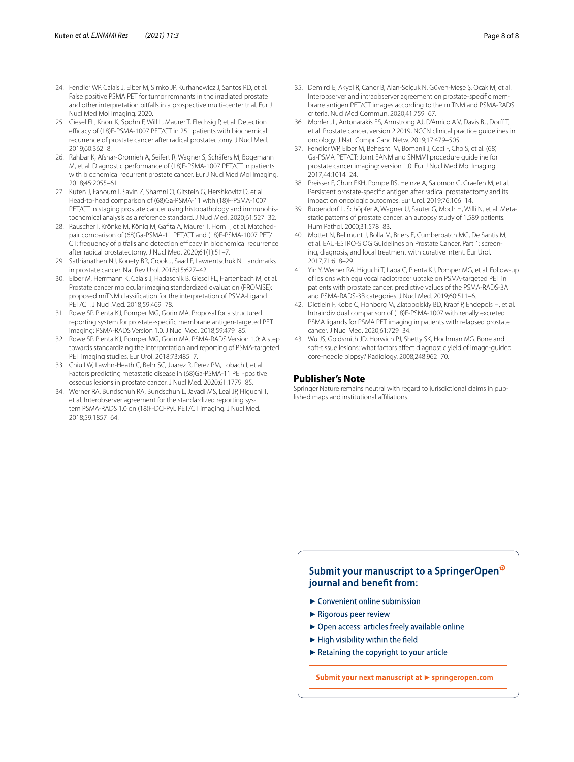24. Fendler WP, Calais J, Eiber M, Simko JP, Kurhanewicz J, Santos RD, et al. False positive PSMA PET for tumor remnants in the irradiated prostate and other interpretation pitfalls in a prospective multi-center trial. Eur J Nucl Med Mol Imaging. 2020.
25. Giesel FL, Knorr K, Spohn F, Will L, Maurer T, Flechsig P, et al. Detection efficacy of (18)F-PSMA-1007 PET/CT in 251 patients with biochemical recurrence of prostate cancer after radical prostatectomy. J Nucl Med. 2019;60:362–8.
26. Rahbar K, Afshar-Oromieh A, Seifert R, Wagner S, Schäfers M, Bögemann M, et al. Diagnostic performance of (18)F-PSMA-1007 PET/CT in patients with biochemical recurrent prostate cancer. Eur J Nucl Med Mol Imaging. 2018;45:2055–61.
27. Kuten J, Fahoum I, Savin Z, Shamni O, Gitstein G, Hershkovitz D, et al. Head-to-head comparison of (68)Ga-PSMA-11 with (18)F-PSMA-1007 PET/CT in staging prostate cancer using histopathology and immunohistochemical analysis as a reference standard. J Nucl Med. 2020;61:527–32.
28. Rauscher I, Krönke M, König M, Gafita A, Maurer T, Horn T, et al. Matched-pair comparison of (68)Ga-PSMA-11 PET/CT and (18)F-PSMA-1007 PET/CT: frequency of pitfalls and detection efficacy in biochemical recurrence after radical prostatectomy. J Nucl Med. 2020;61(1):51–7.
29. Sathianathen NJ, Konety BR, Crook J, Saad F, Lawrentschuk N. Landmarks in prostate cancer. Nat Rev Urol. 2018;15:627–42.
30. Eiber M, Herrmann K, Calais J, Hadaschik B, Giesel FL, Hartenbach M, et al. Prostate cancer molecular imaging standardized evaluation (PROMISE): proposed miTNM classification for the interpretation of PSMA-Ligand PET/CT. J Nucl Med. 2018;59:469–78.
31. Rowe SP, Pienta KJ, Pomper MG, Gorin MA. Proposal for a structured reporting system for prostate-specific membrane antigen-targeted PET imaging: PSMA-RADS Version 1.0. J Nucl Med. 2018;59:479–85.
32. Rowe SP, Pienta KJ, Pomper MG, Gorin MA. PSMA-RADS Version 1.0: A step towards standardizing the interpretation and reporting of PSMA-targeted PET imaging studies. Eur Urol. 2018;73:485–7.
33. Chiu LW, Lawhn-Heath C, Behr SC, Juarez R, Perez PM, Lobach I, et al. Factors predicting metastatic disease in (68)Ga-PSMA-11 PET-positive osseous lesions in prostate cancer. J Nucl Med. 2020;61:1779–85.
34. Werner RA, Bundschuh RA, Bundschuh L, Javadi MS, Leal JP, Higuchi T, et al. Interobserver agreement for the standardized reporting system PSMA-RADS 1.0 on (18)F-DCFPyL PET/CT imaging. J Nucl Med. 2018;59:1857–64.
35. Demirci E, Akyel R, Caner B, Alan-Selçuk N, Güven-Meşe Ş, Ocak M, et al. Interobserver and intraobserver agreement on prostate-specific membrane antigen PET/CT images according to the miTNM and PSMA-RADS criteria. Nucl Med Commun. 2020;41:759–67.
36. Mohler JL, Antonarakis ES, Armstrong AJ, D'Amico A V, Davis BJ, Dorff T, et al. Prostate cancer, version 2.2019, NCCN clinical practice guidelines in oncology. J Natl Compr Canc Netw. 2019;17:479–505.
37. Fendler WP, Eiber M, Beheshti M, Bomanji J, Ceci F, Cho S, et al. (68) Ga-PSMA PET/CT: Joint EANM and SNMMI procedure guideline for prostate cancer imaging: version 1.0. Eur J Nucl Med Mol Imaging. 2017;44:1014–24.
38. Preisser F, Chun FKH, Pompe RS, Heinze A, Salomon G, Graefen M, et al. Persistent prostate-specific antigen after radical prostatectomy and its impact on oncologic outcomes. Eur Urol. 2019;76:106–14.
39. Bubendorf L, Schöpfer A, Wagner U, Sauter G, Moch H, Willi N, et al. Metastatic patterns of prostate cancer: an autopsy study of 1,589 patients. Hum Pathol. 2000;31:578–83.
40. Mottet N, Bellmunt J, Bolla M, Briers E, Cumberbatch MG, De Santis M, et al. EAU-ESTRO-SIOG Guidelines on Prostate Cancer. Part 1: screening, diagnosis, and local treatment with curative intent. Eur Urol. 2017;71:618–29.
41. Yin Y, Werner RA, Higuchi T, Lapa C, Pienta KJ, Pomper MG, et al. Follow-up of lesions with equivocal radiotracer uptake on PSMA-targeted PET in patients with prostate cancer: predictive values of the PSMA-RADS-3A and PSMA-RADS-3B categories. J Nucl Med. 2019;60:511–6.
42. Dietlein F, Kobe C, Hohberg M, Zlatopolskiy BD, Krapf P, Endepols H, et al. Intraindividual comparison of (18)F-PSMA-1007 with renally excreted PSMA ligands for PSMA PET imaging in patients with relapsed prostate cancer. J Nucl Med. 2020;61:729–34.
43. Wu JS, Goldsmith JD, Horwich PJ, Shetty SK, Hochman MG. Bone and soft-tissue lesions: what factors affect diagnostic yield of image-guided core-needle biopsy? Radiology. 2008;248:962–70.

## Publisher's Note

Springer Nature remains neutral with regard to jurisdictional claims in published maps and institutional affiliations.

**Submit your manuscript to a SpringerOpen journal and benefit from:**

- ► Convenient online submission
- ► Rigorous peer review
- ► Open access: articles freely available online
- ► High visibility within the field
- ► Retaining the copyright to your article

**Submit your next manuscript at ► springeropen.com**